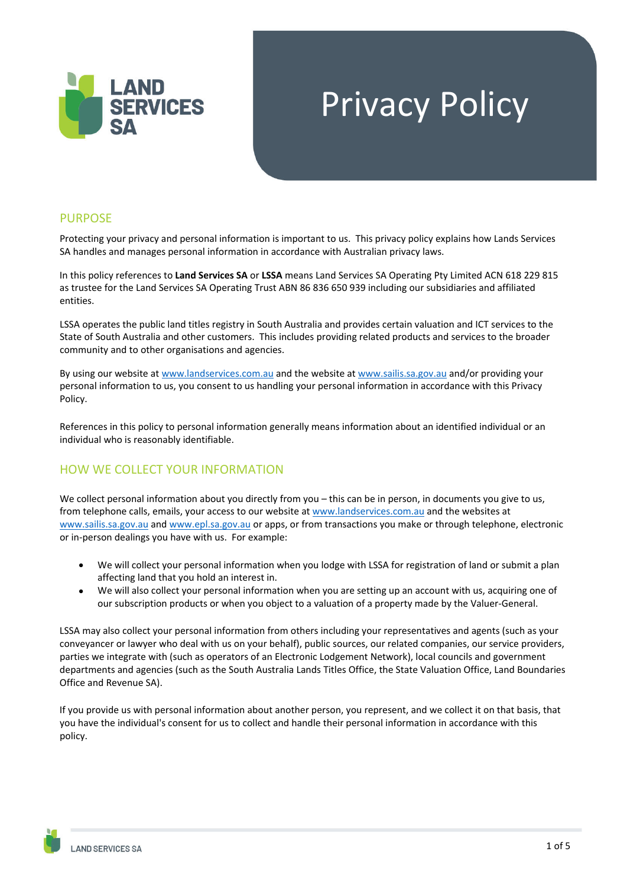# Privacy Policy

## PURPOSE

Protecting your privacy and personal information is important to us. This privacy policy explains how Lands Services SA handles and manages personal information in accordance with Australian privacy laws.

In this policy references to **Land Services SA** or **LSSA** means Land Services SA Operating Pty Limited ACN 618 229 815 as trustee for the Land Services SA Operating Trust ABN 86 836 650 939 including our subsidiaries and affiliated entities.

LSSA operates the public land titles registry in South Australia and provides certain valuation and ICT services to the State of South Australia and other customers. This includes providing related products and services to the broader community and to other organisations and agencies.

By using our website at www.landservices.com.au and the website at www.sailis.sa.gov.au and/or providing your personal information to us, you consent to us handling your personal information in accordance with this Privacy Policy.

References in this policy to personal information generally means information about an identified individual or an individual who is reasonably identifiable.

## HOW WE COLLECT YOUR INFORMATION

We collect personal information about you directly from you – this can be in person, in documents you give to us, from telephone calls, emails, your access to our website at www.landservices.com.au and the websites at www.sailis.sa.gov.au and www.epl.sa.gov.au or apps, or from transactions you make or through telephone, electronic or in-person dealings you have with us. For example:

- We will collect your personal information when you lodge with LSSA for registration of land or submit a plan affecting land that you hold an interest in.
- We will also collect your personal information when you are setting up an account with us, acquiring one of our subscription products or when you object to a valuation of a property made by the Valuer-General.

LSSA may also collect your personal information from others including your representatives and agents (such as your conveyancer or lawyer who deal with us on your behalf), public sources, our related companies, our service providers, parties we integrate with (such as operators of an Electronic Lodgement Network), local councils and government departments and agencies (such as the South Australia Lands Titles Office, the State Valuation Office, Land Boundaries Office and Revenue SA).

If you provide us with personal information about another person, you represent, and we collect it on that basis, that you have the individual's consent for us to collect and handle their personal information in accordance with this policy.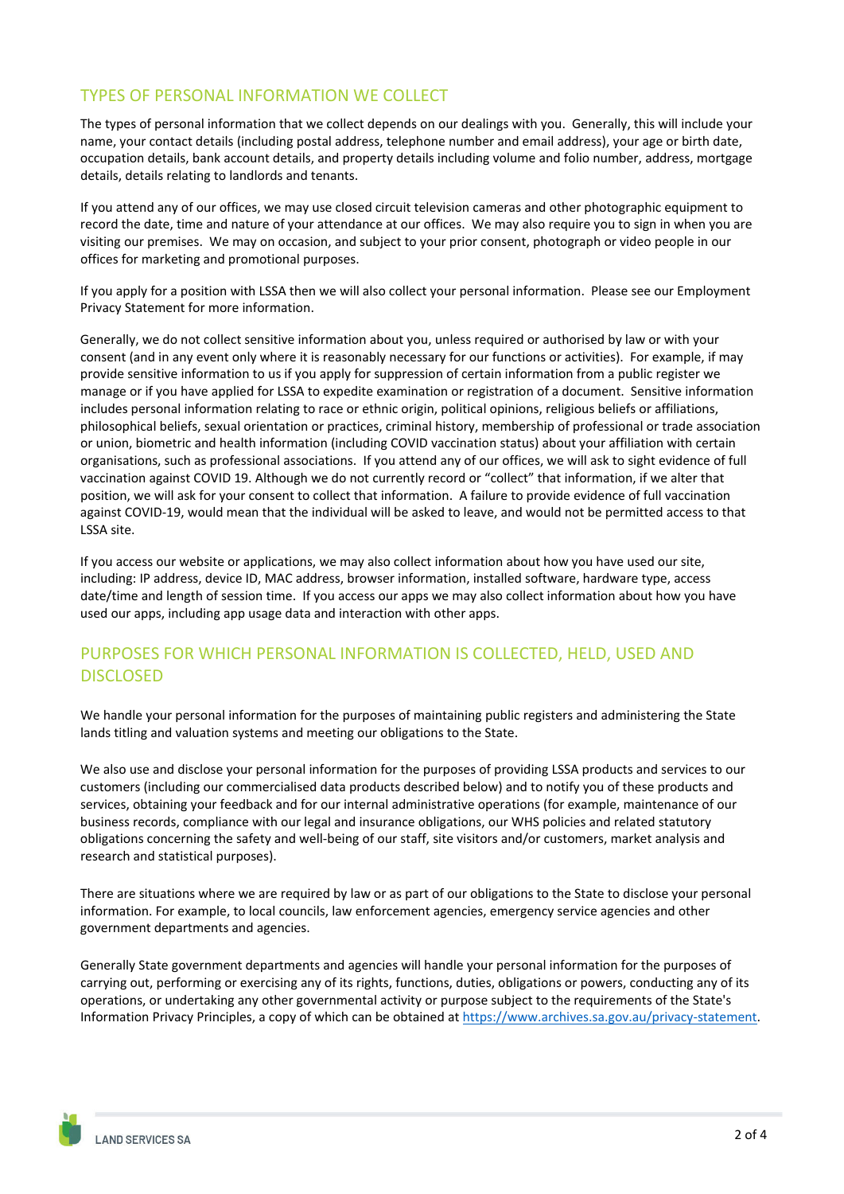## TYPES OF PERSONAL INFORMATION WE COLLECT

The types of personal information that we collect depends on our dealings with you. Generally, this will include your name, your contact details (including postal address, telephone number and email address), your age or birth date, occupation details, bank account details, and property details including volume and folio number, address, mortgage details, details relating to landlords and tenants.

If you attend any of our offices, we may use closed circuit television cameras and other photographic equipment to record the date, time and nature of your attendance at our offices. We may also require you to sign in when you are visiting our premises. We may on occasion, and subject to your prior consent, photograph or video people in our offices for marketing and promotional purposes.

If you apply for a position with LSSA then we will also collect your personal information. Please see our Employment Privacy Statement for more information.

Generally, we do not collect sensitive information about you, unless required or authorised by law or with your consent (and in any event only where it is reasonably necessary for our functions or activities). For example, if may provide sensitive information to us if you apply for suppression of certain information from a public register we manage or if you have applied for LSSA to expedite examination or registration of a document. Sensitive information includes personal information relating to race or ethnic origin, political opinions, religious beliefs or affiliations, philosophical beliefs, sexual orientation or practices, criminal history, membership of professional or trade association or union, biometric and health information (including COVID vaccination status) about your affiliation with certain organisations, such as professional associations. If you attend any of our offices, we will ask to sight evidence of full vaccination against COVID 19. Although we do not currently record or "collect" that information, if we alter that position, we will ask for your consent to collect that information. A failure to provide evidence of full vaccination against COVID-19, would mean that the individual will be asked to leave, and would not be permitted access to that LSSA site.

If you access our website or applications, we may also collect information about how you have used our site, including: IP address, device ID, MAC address, browser information, installed software, hardware type, access date/time and length of session time. If you access our apps we may also collect information about how you have used our apps, including app usage data and interaction with other apps.

## PURPOSES FOR WHICH PERSONAL INFORMATION IS COLLECTED, HELD, USED AND DISCLOSED

We handle your personal information for the purposes of maintaining public registers and administering the State lands titling and valuation systems and meeting our obligations to the State.

We also use and disclose your personal information for the purposes of providing LSSA products and services to our customers (including our commercialised data products described below) and to notify you of these products and services, obtaining your feedback and for our internal administrative operations (for example, maintenance of our business records, compliance with our legal and insurance obligations, our WHS policies and related statutory obligations concerning the safety and well-being of our staff, site visitors and/or customers, market analysis and research and statistical purposes).

There are situations where we are required by law or as part of our obligations to the State to disclose your personal information. For example, to local councils, law enforcement agencies, emergency service agencies and other government departments and agencies.

Generally State government departments and agencies will handle your personal information for the purposes of carrying out, performing or exercising any of its rights, functions, duties, obligations or powers, conducting any of its operations, or undertaking any other governmental activity or purpose subject to the requirements of the State's Information Privacy Principles, a copy of which can be obtained at https://www.archives.sa.gov.au/privacy-statement.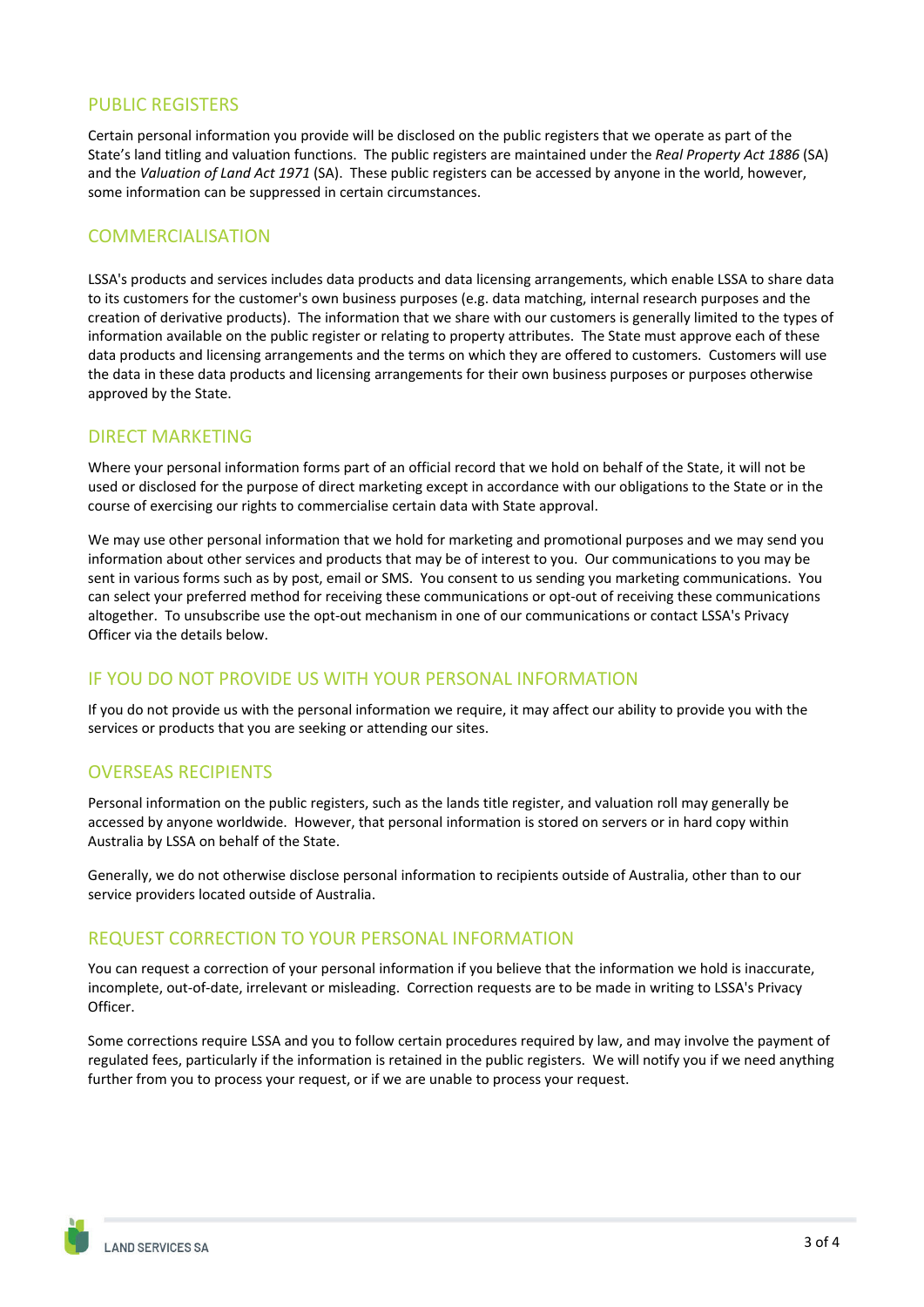## PUBLIC REGISTERS

Certain personal information you provide will be disclosed on the public registers that we operate as part of the State's land titling and valuation functions. The public registers are maintained under the *Real Property Act 1886* (SA) and the *Valuation of Land Act 1971* (SA). These public registers can be accessed by anyone in the world, however, some information can be suppressed in certain circumstances.

## COMMERCIALISATION

LSSA's products and services includes data products and data licensing arrangements, which enable LSSA to share data to its customers for the customer's own business purposes (e.g. data matching, internal research purposes and the creation of derivative products). The information that we share with our customers is generally limited to the types of information available on the public register or relating to property attributes. The State must approve each of these data products and licensing arrangements and the terms on which they are offered to customers. Customers will use the data in these data products and licensing arrangements for their own business purposes or purposes otherwise approved by the State.

## DIRECT MARKETING

Where your personal information forms part of an official record that we hold on behalf of the State, it will not be used or disclosed for the purpose of direct marketing except in accordance with our obligations to the State or in the course of exercising our rights to commercialise certain data with State approval.

We may use other personal information that we hold for marketing and promotional purposes and we may send you information about other services and products that may be of interest to you. Our communications to you may be sent in various forms such as by post, email or SMS. You consent to us sending you marketing communications. You can select your preferred method for receiving these communications or opt-out of receiving these communications altogether. To unsubscribe use the opt-out mechanism in one of our communications or contact LSSA's Privacy Officer via the details below.

## IF YOU DO NOT PROVIDE US WITH YOUR PERSONAL INFORMATION

If you do not provide us with the personal information we require, it may affect our ability to provide you with the services or products that you are seeking or attending our sites.

## OVERSEAS RECIPIENTS

Personal information on the public registers, such as the lands title register, and valuation roll may generally be accessed by anyone worldwide. However, that personal information is stored on servers or in hard copy within Australia by LSSA on behalf of the State.

Generally, we do not otherwise disclose personal information to recipients outside of Australia, other than to our service providers located outside of Australia.

## REQUEST CORRECTION TO YOUR PERSONAL INFORMATION

You can request a correction of your personal information if you believe that the information we hold is inaccurate, incomplete, out-of-date, irrelevant or misleading. Correction requests are to be made in writing to LSSA's Privacy Officer.

Some corrections require LSSA and you to follow certain procedures required by law, and may involve the payment of regulated fees, particularly if the information is retained in the public registers. We will notify you if we need anything further from you to process your request, or if we are unable to process your request.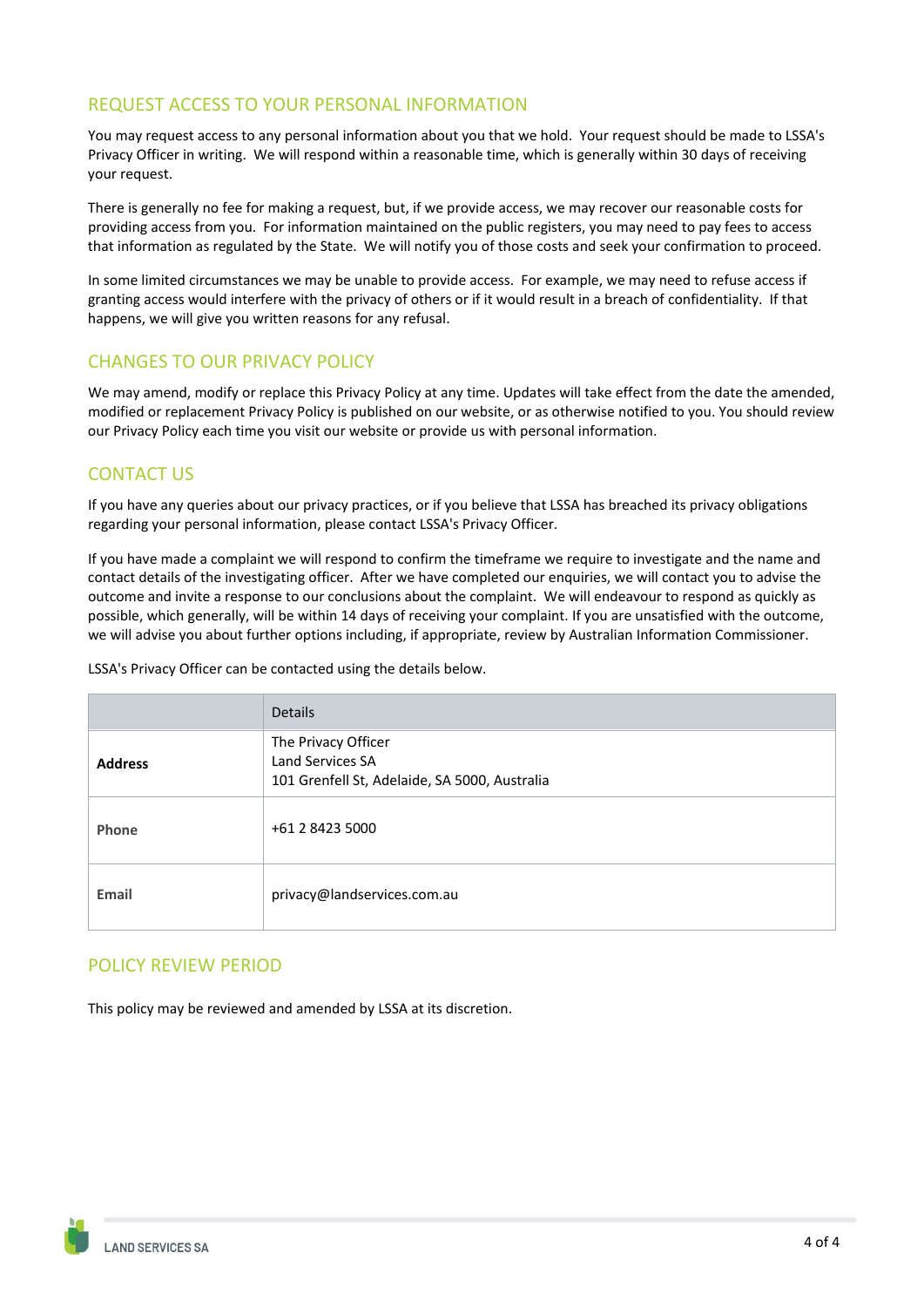## REQUEST ACCESS TO YOUR PERSONAL INFORMATION

You may request access to any personal information about you that we hold. Your request should be made to LSSA's Privacy Officer in writing. We will respond within a reasonable time, which is generally within 30 days of receiving your request.

There is generally no fee for making a request, but, if we provide access, we may recover our reasonable costs for providing access from you. For information maintained on the public registers, you may need to pay fees to access that information as regulated by the State. We will notify you of those costs and seek your confirmation to proceed.

In some limited circumstances we may be unable to provide access. For example, we may need to refuse access if granting access would interfere with the privacy of others or if it would result in a breach of confidentiality. If that happens, we will give you written reasons for any refusal.

## CHANGES TO OUR PRIVACY POLICY

We may amend, modify or replace this Privacy Policy at any time. Updates will take effect from the date the amended, modified or replacement Privacy Policy is published on our website, or as otherwise notified to you. You should review our Privacy Policy each time you visit our website or provide us with personal information.

## CONTACT US

If you have any queries about our privacy practices, or if you believe that LSSA has breached its privacy obligations regarding your personal information, please contact LSSA's Privacy Officer.

If you have made a complaint we will respond to confirm the timeframe we require to investigate and the name and contact details of the investigating officer. After we have completed our enquiries, we will contact you to advise the outcome and invite a response to our conclusions about the complaint. We will endeavour to respond as quickly as possible, which generally, will be within 14 days of receiving your complaint. If you are unsatisfied with the outcome, we will advise you about further options including, if appropriate, review by Australian Information Commissioner.

LSSA's Privacy Officer can be contacted using the details below.

| | Details |
|---|---|
| **Address** | The Privacy Officer<br>Land Services SA<br>101 Grenfell St, Adelaide, SA 5000, Australia |
| **Phone** | +61 2 8423 5000 |
| **Email** | privacy@landservices.com.au |

## POLICY REVIEW PERIOD

This policy may be reviewed and amended by LSSA at its discretion.